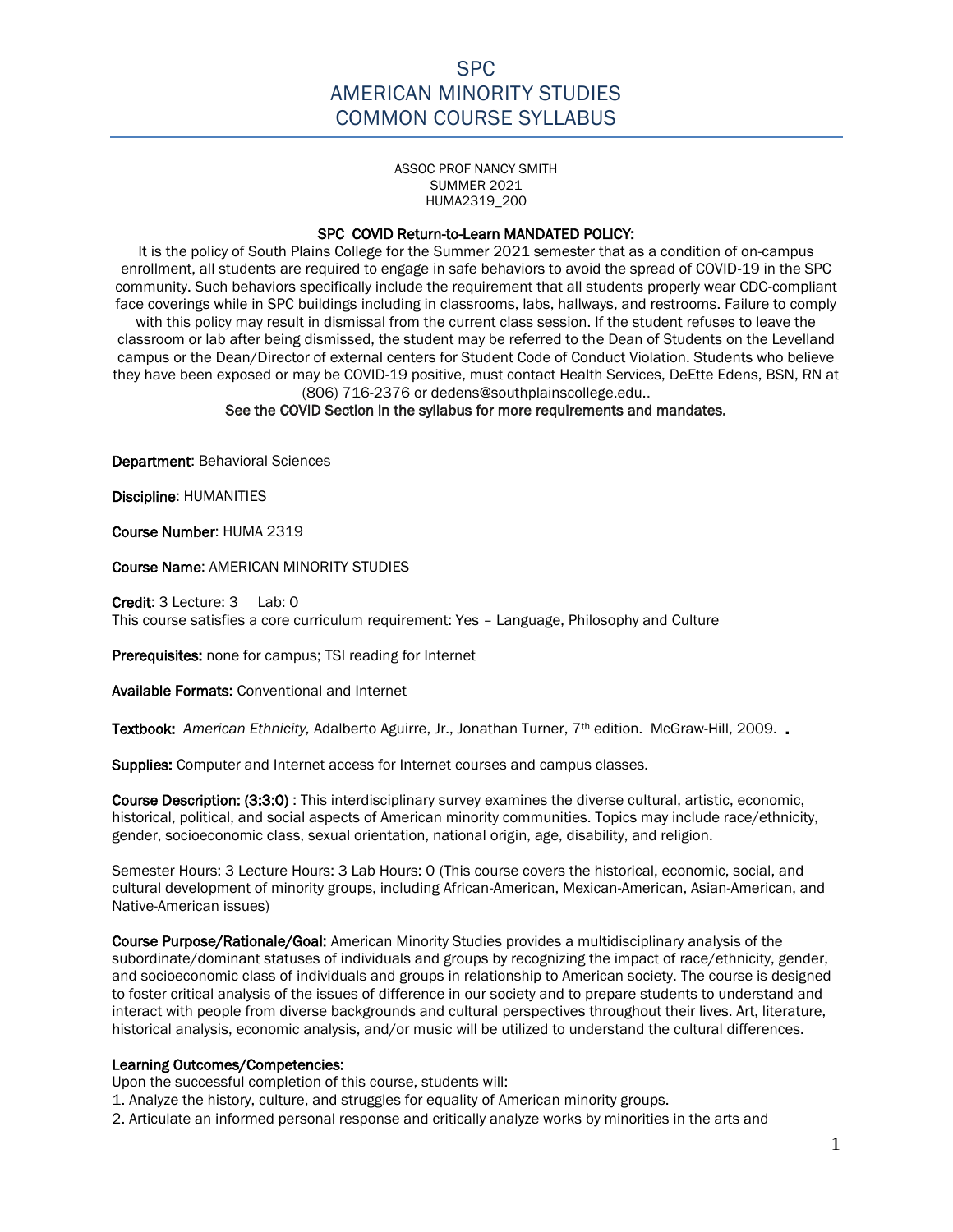# SPC
# AMERICAN MINORITY STUDIES
# COMMON COURSE SYLLABUS

ASSOC PROF NANCY SMITH
SUMMER 2021
HUMA2319_200

**SPC COVID Return-to-Learn MANDATED POLICY:**

It is the policy of South Plains College for the Summer 2021 semester that as a condition of on-campus enrollment, all students are required to engage in safe behaviors to avoid the spread of COVID-19 in the SPC community. Such behaviors specifically include the requirement that all students properly wear CDC-compliant face coverings while in SPC buildings including in classrooms, labs, hallways, and restrooms. Failure to comply with this policy may result in dismissal from the current class session. If the student refuses to leave the classroom or lab after being dismissed, the student may be referred to the Dean of Students on the Levelland campus or the Dean/Director of external centers for Student Code of Conduct Violation. Students who believe they have been exposed or may be COVID-19 positive, must contact Health Services, DeEtte Edens, BSN, RN at (806) 716-2376 or dedens@southplainscollege.edu..

**See the COVID Section in the syllabus for more requirements and mandates.**

**Department**: Behavioral Sciences

**Discipline**: HUMANITIES

**Course Number**: HUMA 2319

**Course Name**: AMERICAN MINORITY STUDIES

**Credit**: 3 Lecture: 3 Lab: 0
This course satisfies a core curriculum requirement: Yes – Language, Philosophy and Culture

**Prerequisites:** none for campus; TSI reading for Internet

**Available Formats:** Conventional and Internet

**Textbook:** *American Ethnicity,* Adalberto Aguirre, Jr., Jonathan Turner, 7th edition. McGraw-Hill, 2009. **.**

**Supplies:** Computer and Internet access for Internet courses and campus classes.

**Course Description: (3:3:0)** : This interdisciplinary survey examines the diverse cultural, artistic, economic, historical, political, and social aspects of American minority communities. Topics may include race/ethnicity, gender, socioeconomic class, sexual orientation, national origin, age, disability, and religion.

Semester Hours: 3 Lecture Hours: 3 Lab Hours: 0 (This course covers the historical, economic, social, and cultural development of minority groups, including African-American, Mexican-American, Asian-American, and Native-American issues)

**Course Purpose/Rationale/Goal:** American Minority Studies provides a multidisciplinary analysis of the subordinate/dominant statuses of individuals and groups by recognizing the impact of race/ethnicity, gender, and socioeconomic class of individuals and groups in relationship to American society. The course is designed to foster critical analysis of the issues of difference in our society and to prepare students to understand and interact with people from diverse backgrounds and cultural perspectives throughout their lives. Art, literature, historical analysis, economic analysis, and/or music will be utilized to understand the cultural differences.

**Learning Outcomes/Competencies:**

Upon the successful completion of this course, students will:

1. Analyze the history, culture, and struggles for equality of American minority groups.
2. Articulate an informed personal response and critically analyze works by minorities in the arts and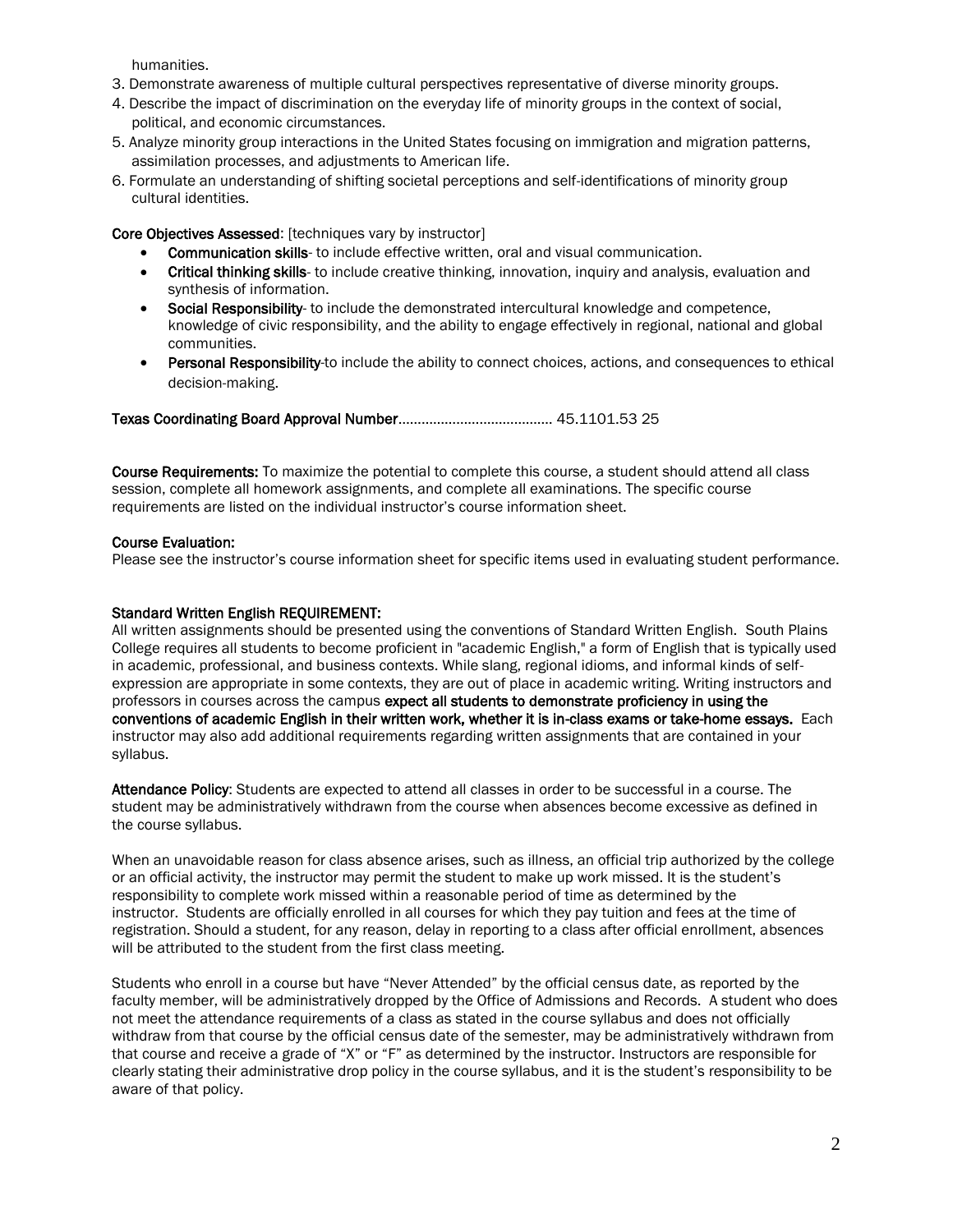humanities.

3. Demonstrate awareness of multiple cultural perspectives representative of diverse minority groups.
4. Describe the impact of discrimination on the everyday life of minority groups in the context of social, political, and economic circumstances.
5. Analyze minority group interactions in the United States focusing on immigration and migration patterns, assimilation processes, and adjustments to American life.
6. Formulate an understanding of shifting societal perceptions and self-identifications of minority group cultural identities.

**Core Objectives Assessed**: [techniques vary by instructor]

- **Communication skills**- to include effective written, oral and visual communication.
- **Critical thinking skills**- to include creative thinking, innovation, inquiry and analysis, evaluation and synthesis of information.
- **Social Responsibility**- to include the demonstrated intercultural knowledge and competence, knowledge of civic responsibility, and the ability to engage effectively in regional, national and global communities.
- **Personal Responsibility**-to include the ability to connect choices, actions, and consequences to ethical decision-making.

**Texas Coordinating Board Approval Number**....................................... 45.1101.53 25

**Course Requirements:** To maximize the potential to complete this course, a student should attend all class session, complete all homework assignments, and complete all examinations. The specific course requirements are listed on the individual instructor's course information sheet.

**Course Evaluation:**
Please see the instructor's course information sheet for specific items used in evaluating student performance.

**Standard Written English REQUIREMENT:**
All written assignments should be presented using the conventions of Standard Written English. South Plains College requires all students to become proficient in "academic English," a form of English that is typically used in academic, professional, and business contexts. While slang, regional idioms, and informal kinds of self-expression are appropriate in some contexts, they are out of place in academic writing. Writing instructors and professors in courses across the campus **expect all students to demonstrate proficiency in using the conventions of academic English in their written work, whether it is in-class exams or take-home essays.** Each instructor may also add additional requirements regarding written assignments that are contained in your syllabus.

**Attendance Policy**: Students are expected to attend all classes in order to be successful in a course. The student may be administratively withdrawn from the course when absences become excessive as defined in the course syllabus.

When an unavoidable reason for class absence arises, such as illness, an official trip authorized by the college or an official activity, the instructor may permit the student to make up work missed. It is the student's responsibility to complete work missed within a reasonable period of time as determined by the instructor. Students are officially enrolled in all courses for which they pay tuition and fees at the time of registration. Should a student, for any reason, delay in reporting to a class after official enrollment, absences will be attributed to the student from the first class meeting.

Students who enroll in a course but have "Never Attended" by the official census date, as reported by the faculty member, will be administratively dropped by the Office of Admissions and Records. A student who does not meet the attendance requirements of a class as stated in the course syllabus and does not officially withdraw from that course by the official census date of the semester, may be administratively withdrawn from that course and receive a grade of "X" or "F" as determined by the instructor. Instructors are responsible for clearly stating their administrative drop policy in the course syllabus, and it is the student's responsibility to be aware of that policy.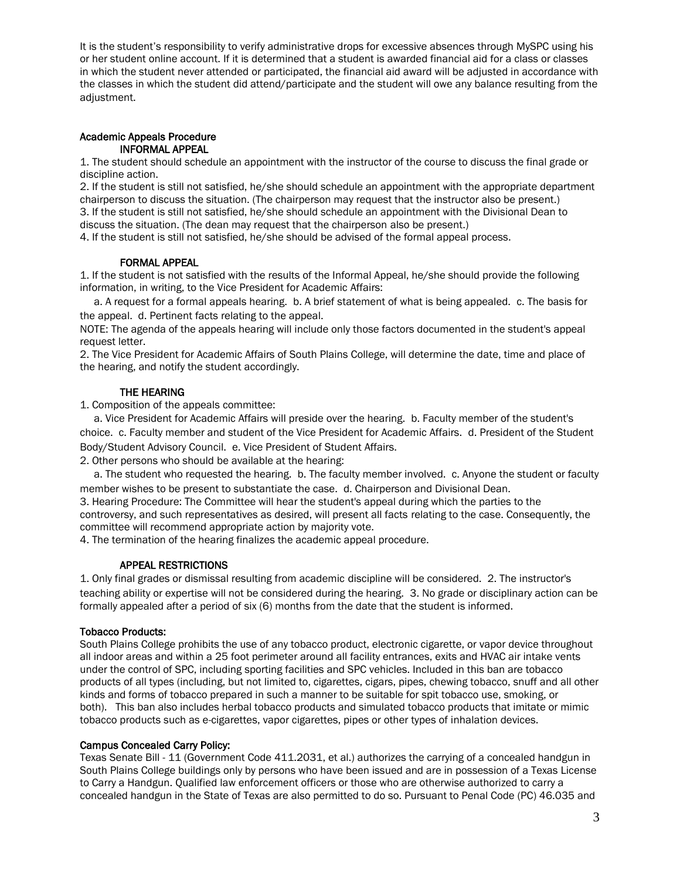It is the student's responsibility to verify administrative drops for excessive absences through MySPC using his or her student online account. If it is determined that a student is awarded financial aid for a class or classes in which the student never attended or participated, the financial aid award will be adjusted in accordance with the classes in which the student did attend/participate and the student will owe any balance resulting from the adjustment.

**Academic Appeals Procedure**

**INFORMAL APPEAL**

1. The student should schedule an appointment with the instructor of the course to discuss the final grade or discipline action.
2. If the student is still not satisfied, he/she should schedule an appointment with the appropriate department chairperson to discuss the situation. (The chairperson may request that the instructor also be present.)
3. If the student is still not satisfied, he/she should schedule an appointment with the Divisional Dean to discuss the situation. (The dean may request that the chairperson also be present.)
4. If the student is still not satisfied, he/she should be advised of the formal appeal process.

**FORMAL APPEAL**

1. If the student is not satisfied with the results of the Informal Appeal, he/she should provide the following information, in writing, to the Vice President for Academic Affairs:

   a. A request for a formal appeals hearing. b. A brief statement of what is being appealed. c. The basis for the appeal. d. Pertinent facts relating to the appeal.

NOTE: The agenda of the appeals hearing will include only those factors documented in the student's appeal request letter.

2. The Vice President for Academic Affairs of South Plains College, will determine the date, time and place of the hearing, and notify the student accordingly.

**THE HEARING**

1. Composition of the appeals committee:

   a. Vice President for Academic Affairs will preside over the hearing. b. Faculty member of the student's choice. c. Faculty member and student of the Vice President for Academic Affairs. d. President of the Student Body/Student Advisory Council. e. Vice President of Student Affairs.

2. Other persons who should be available at the hearing:

   a. The student who requested the hearing. b. The faculty member involved. c. Anyone the student or faculty member wishes to be present to substantiate the case. d. Chairperson and Divisional Dean.

3. Hearing Procedure: The Committee will hear the student's appeal during which the parties to the controversy, and such representatives as desired, will present all facts relating to the case. Consequently, the committee will recommend appropriate action by majority vote.
4. The termination of the hearing finalizes the academic appeal procedure.

**APPEAL RESTRICTIONS**

1. Only final grades or dismissal resulting from academic discipline will be considered. 2. The instructor's teaching ability or expertise will not be considered during the hearing. 3. No grade or disciplinary action can be formally appealed after a period of six (6) months from the date that the student is informed.

**Tobacco Products:**

South Plains College prohibits the use of any tobacco product, electronic cigarette, or vapor device throughout all indoor areas and within a 25 foot perimeter around all facility entrances, exits and HVAC air intake vents under the control of SPC, including sporting facilities and SPC vehicles. Included in this ban are tobacco products of all types (including, but not limited to, cigarettes, cigars, pipes, chewing tobacco, snuff and all other kinds and forms of tobacco prepared in such a manner to be suitable for spit tobacco use, smoking, or both). This ban also includes herbal tobacco products and simulated tobacco products that imitate or mimic tobacco products such as e-cigarettes, vapor cigarettes, pipes or other types of inhalation devices.

**Campus Concealed Carry Policy:**

Texas Senate Bill - 11 (Government Code 411.2031, et al.) authorizes the carrying of a concealed handgun in South Plains College buildings only by persons who have been issued and are in possession of a Texas License to Carry a Handgun. Qualified law enforcement officers or those who are otherwise authorized to carry a concealed handgun in the State of Texas are also permitted to do so. Pursuant to Penal Code (PC) 46.035 and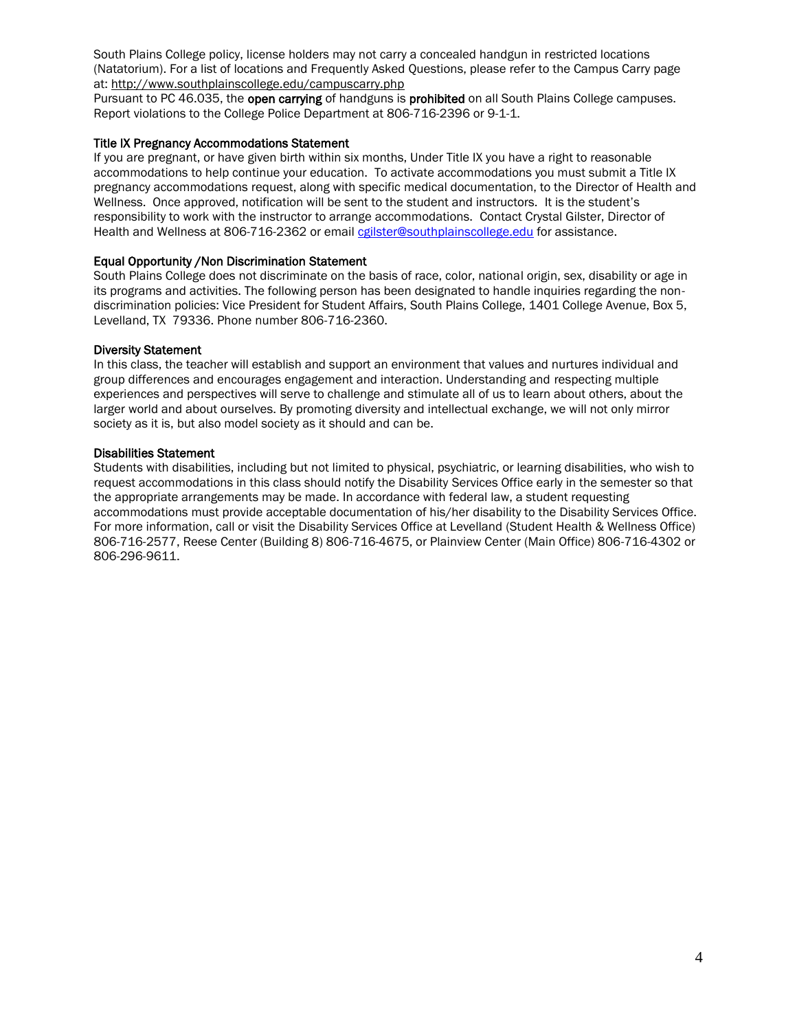South Plains College policy, license holders may not carry a concealed handgun in restricted locations (Natatorium). For a list of locations and Frequently Asked Questions, please refer to the Campus Carry page at: http://www.southplainscollege.edu/campuscarry.php

Pursuant to PC 46.035, the **open carrying** of handguns is **prohibited** on all South Plains College campuses. Report violations to the College Police Department at 806-716-2396 or 9-1-1.

### Title IX Pregnancy Accommodations Statement

If you are pregnant, or have given birth within six months, Under Title IX you have a right to reasonable accommodations to help continue your education. To activate accommodations you must submit a Title IX pregnancy accommodations request, along with specific medical documentation, to the Director of Health and Wellness. Once approved, notification will be sent to the student and instructors. It is the student's responsibility to work with the instructor to arrange accommodations. Contact Crystal Gilster, Director of Health and Wellness at 806-716-2362 or email cgilster@southplainscollege.edu for assistance.

### Equal Opportunity /Non Discrimination Statement

South Plains College does not discriminate on the basis of race, color, national origin, sex, disability or age in its programs and activities. The following person has been designated to handle inquiries regarding the non-discrimination policies: Vice President for Student Affairs, South Plains College, 1401 College Avenue, Box 5, Levelland, TX 79336. Phone number 806-716-2360.

### Diversity Statement

In this class, the teacher will establish and support an environment that values and nurtures individual and group differences and encourages engagement and interaction. Understanding and respecting multiple experiences and perspectives will serve to challenge and stimulate all of us to learn about others, about the larger world and about ourselves. By promoting diversity and intellectual exchange, we will not only mirror society as it is, but also model society as it should and can be.

### Disabilities Statement

Students with disabilities, including but not limited to physical, psychiatric, or learning disabilities, who wish to request accommodations in this class should notify the Disability Services Office early in the semester so that the appropriate arrangements may be made. In accordance with federal law, a student requesting accommodations must provide acceptable documentation of his/her disability to the Disability Services Office. For more information, call or visit the Disability Services Office at Levelland (Student Health & Wellness Office) 806-716-2577, Reese Center (Building 8) 806-716-4675, or Plainview Center (Main Office) 806-716-4302 or 806-296-9611.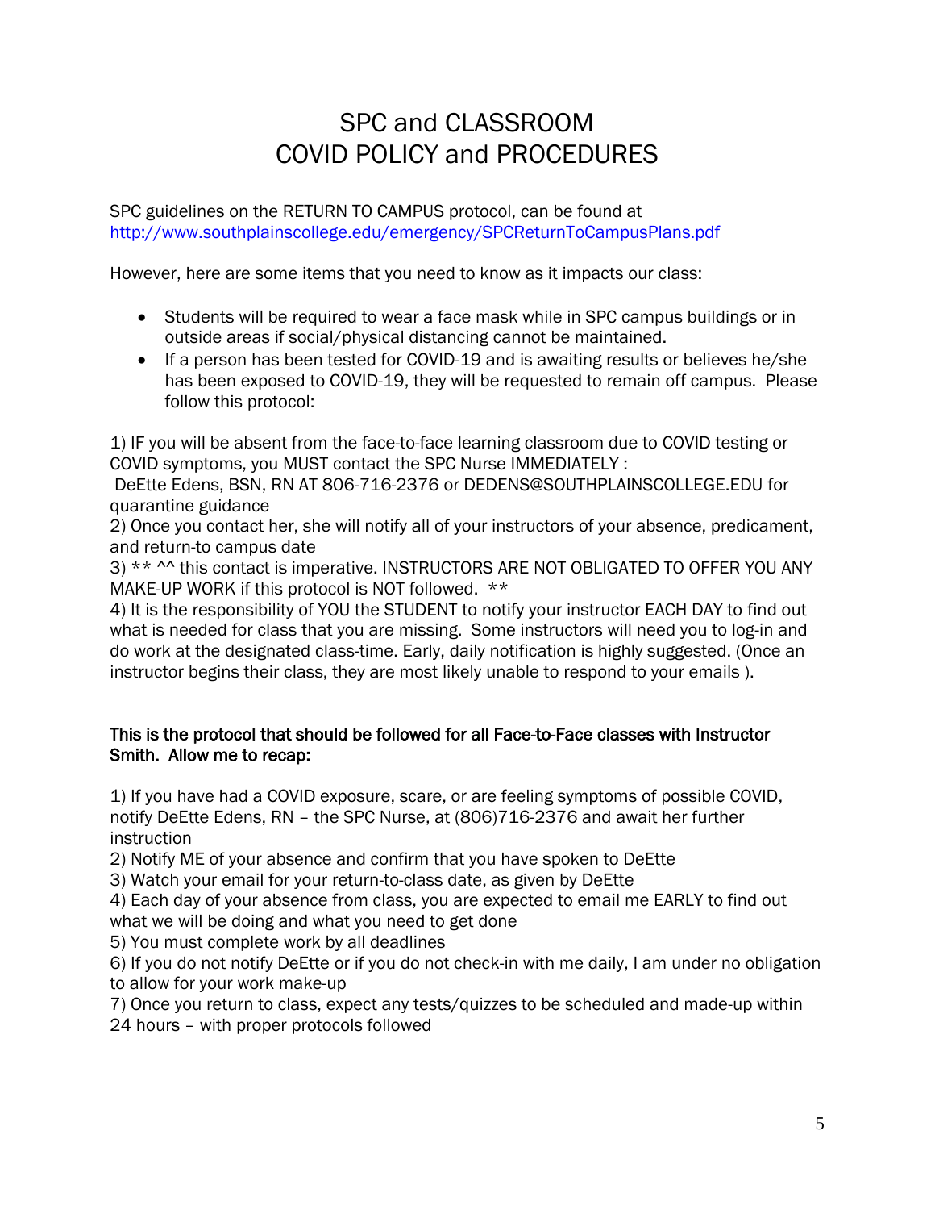# SPC and CLASSROOM COVID POLICY and PROCEDURES

SPC guidelines on the RETURN TO CAMPUS protocol, can be found at http://www.southplainscollege.edu/emergency/SPCReturnToCampusPlans.pdf

However, here are some items that you need to know as it impacts our class:

- Students will be required to wear a face mask while in SPC campus buildings or in outside areas if social/physical distancing cannot be maintained.
- If a person has been tested for COVID-19 and is awaiting results or believes he/she has been exposed to COVID-19, they will be requested to remain off campus. Please follow this protocol:

1) IF you will be absent from the face-to-face learning classroom due to COVID testing or COVID symptoms, you MUST contact the SPC Nurse IMMEDIATELY :
DeEtte Edens, BSN, RN AT 806-716-2376 or DEDENS@SOUTHPLAINSCOLLEGE.EDU for quarantine guidance
2) Once you contact her, she will notify all of your instructors of your absence, predicament, and return-to campus date
3) ** ^^ this contact is imperative. INSTRUCTORS ARE NOT OBLIGATED TO OFFER YOU ANY MAKE-UP WORK if this protocol is NOT followed. **
4) It is the responsibility of YOU the STUDENT to notify your instructor EACH DAY to find out what is needed for class that you are missing. Some instructors will need you to log-in and do work at the designated class-time. Early, daily notification is highly suggested. (Once an instructor begins their class, they are most likely unable to respond to your emails ).

**This is the protocol that should be followed for all Face-to-Face classes with Instructor Smith. Allow me to recap:**

1) If you have had a COVID exposure, scare, or are feeling symptoms of possible COVID, notify DeEtte Edens, RN – the SPC Nurse, at (806)716-2376 and await her further instruction
2) Notify ME of your absence and confirm that you have spoken to DeEtte
3) Watch your email for your return-to-class date, as given by DeEtte
4) Each day of your absence from class, you are expected to email me EARLY to find out what we will be doing and what you need to get done
5) You must complete work by all deadlines
6) If you do not notify DeEtte or if you do not check-in with me daily, I am under no obligation to allow for your work make-up
7) Once you return to class, expect any tests/quizzes to be scheduled and made-up within 24 hours – with proper protocols followed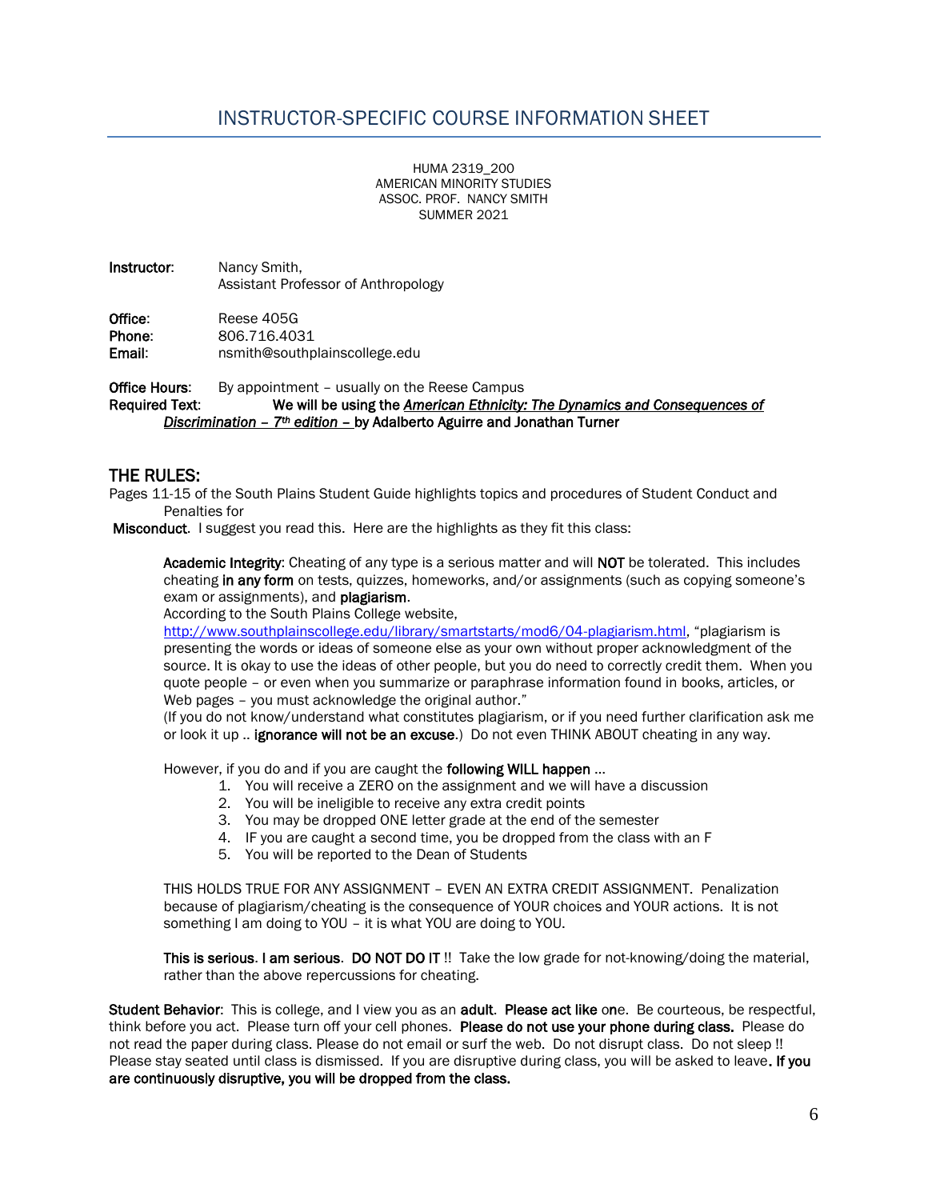## INSTRUCTOR-SPECIFIC COURSE INFORMATION SHEET

HUMA 2319_200
AMERICAN MINORITY STUDIES
ASSOC. PROF. NANCY SMITH
SUMMER 2021

**Instructor**: Nancy Smith,
Assistant Professor of Anthropology

**Office**: Reese 405G
**Phone**: 806.716.4031
**Email**: nsmith@southplainscollege.edu

**Office Hours**: By appointment – usually on the Reese Campus
**Required Text**: **We will be using the *American Ethnicity: The Dynamics and Consequences of Discrimination – 7th edition –* by Adalberto Aguirre and Jonathan Turner**

### THE RULES:

Pages 11-15 of the South Plains Student Guide highlights topics and procedures of Student Conduct and Penalties for **Misconduct**. I suggest you read this. Here are the highlights as they fit this class:

**Academic Integrity**: Cheating of any type is a serious matter and will **NOT** be tolerated. This includes cheating **in any form** on tests, quizzes, homeworks, and/or assignments (such as copying someone's exam or assignments), and **plagiarism**.
According to the South Plains College website, http://www.southplainscollege.edu/library/smartstarts/mod6/04-plagiarism.html, "plagiarism is presenting the words or ideas of someone else as your own without proper acknowledgment of the source. It is okay to use the ideas of other people, but you do need to correctly credit them. When you quote people – or even when you summarize or paraphrase information found in books, articles, or Web pages – you must acknowledge the original author."
(If you do not know/understand what constitutes plagiarism, or if you need further clarification ask me or look it up .. **ignorance will not be an excuse**.) Do not even THINK ABOUT cheating in any way.

However, if you do and if you are caught the **following WILL happen** …

1. You will receive a ZERO on the assignment and we will have a discussion
2. You will be ineligible to receive any extra credit points
3. You may be dropped ONE letter grade at the end of the semester
4. IF you are caught a second time, you be dropped from the class with an F
5. You will be reported to the Dean of Students

THIS HOLDS TRUE FOR ANY ASSIGNMENT – EVEN AN EXTRA CREDIT ASSIGNMENT. Penalization because of plagiarism/cheating is the consequence of YOUR choices and YOUR actions. It is not something I am doing to YOU – it is what YOU are doing to YOU.

**This is serious. I am serious. DO NOT DO IT** !! Take the low grade for not-knowing/doing the material, rather than the above repercussions for cheating.

**Student Behavior**: This is college, and I view you as an **adult**. **Please act like** one. Be courteous, be respectful, think before you act. Please turn off your cell phones. **Please do not use your phone during class.** Please do not read the paper during class. Please do not email or surf the web. Do not disrupt class. Do not sleep !! Please stay seated until class is dismissed. If you are disruptive during class, you will be asked to leave**. If you are continuously disruptive, you will be dropped from the class.**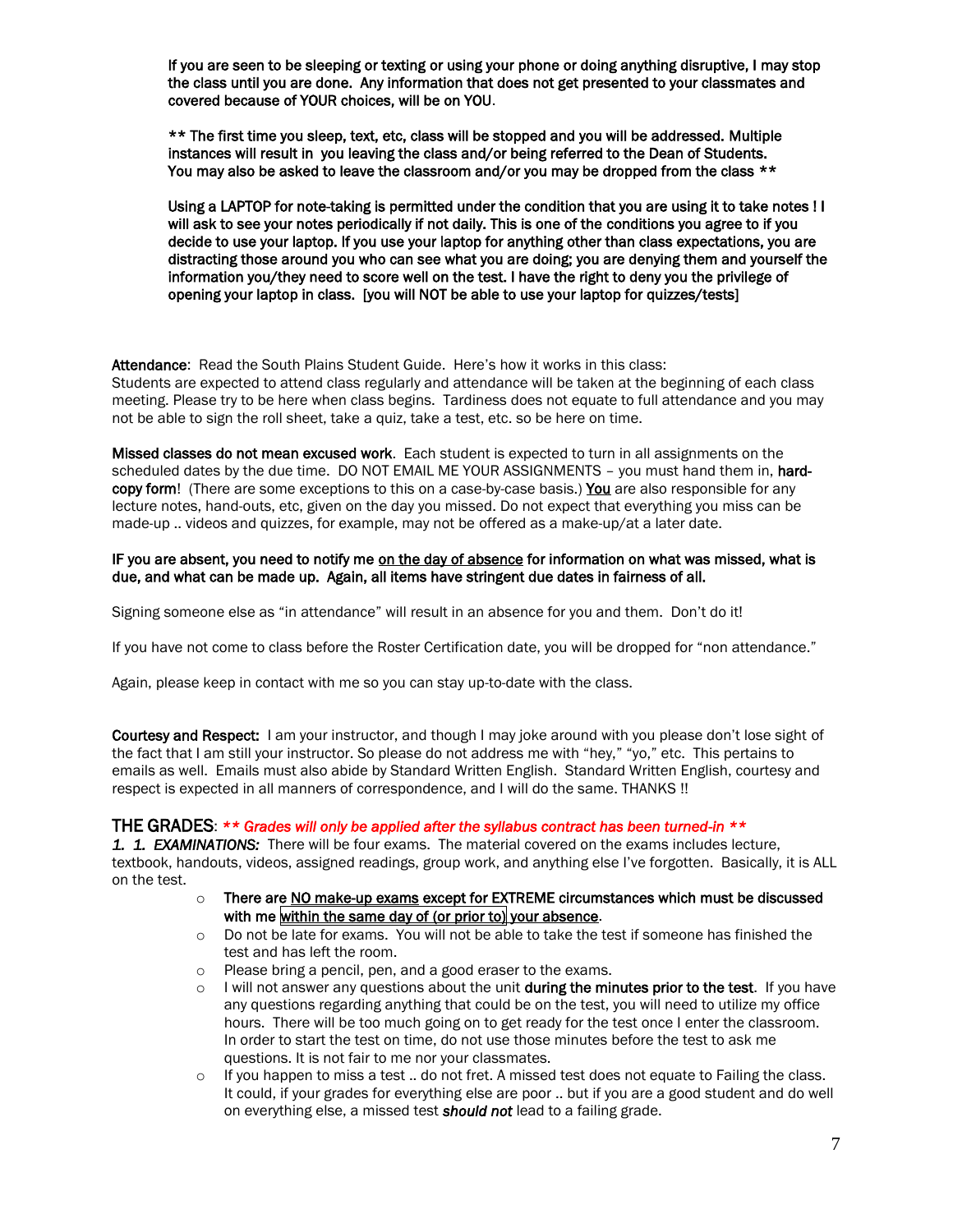**If you are seen to be sleeping or texting or using your phone or doing anything disruptive, I may stop the class until you are done. Any information that does not get presented to your classmates and covered because of YOUR choices, will be on YOU**.

**\*\* The first time you sleep, text, etc, class will be stopped and you will be addressed. Multiple instances will result in you leaving the class and/or being referred to the Dean of Students. You may also be asked to leave the classroom and/or you may be dropped from the class \*\***

**Using a LAPTOP for note-taking is permitted under the condition that you are using it to take notes ! I will ask to see your notes periodically if not daily. This is one of the conditions you agree to if you decide to use your laptop. If you use your laptop for anything other than class expectations, you are distracting those around you who can see what you are doing; you are denying them and yourself the information you/they need to score well on the test. I have the right to deny you the privilege of opening your laptop in class. [you will NOT be able to use your laptop for quizzes/tests]**

**Attendance**: Read the South Plains Student Guide. Here's how it works in this class: Students are expected to attend class regularly and attendance will be taken at the beginning of each class meeting. Please try to be here when class begins. Tardiness does not equate to full attendance and you may not be able to sign the roll sheet, take a quiz, take a test, etc. so be here on time.

**Missed classes do not mean excused work**. Each student is expected to turn in all assignments on the scheduled dates by the due time. DO NOT EMAIL ME YOUR ASSIGNMENTS – you must hand them in, **hard-copy form**! (There are some exceptions to this on a case-by-case basis.) <u>**You**</u> are also responsible for any lecture notes, hand-outs, etc, given on the day you missed. Do not expect that everything you miss can be made-up .. videos and quizzes, for example, may not be offered as a make-up/at a later date.

**IF you are absent, you need to notify me <u>on the day of absence</u> for information on what was missed, what is due, and what can be made up. Again, all items have stringent due dates in fairness of all.**

Signing someone else as "in attendance" will result in an absence for you and them. Don't do it!

If you have not come to class before the Roster Certification date, you will be dropped for "non attendance."

Again, please keep in contact with me so you can stay up-to-date with the class.

**Courtesy and Respect:** I am your instructor, and though I may joke around with you please don't lose sight of the fact that I am still your instructor. So please do not address me with "hey," "yo," etc. This pertains to emails as well. Emails must also abide by Standard Written English. Standard Written English, courtesy and respect is expected in all manners of correspondence, and I will do the same. THANKS !!

## THE GRADES: *\*\* Grades will only be applied after the syllabus contract has been turned-in \*\**

***1. 1. EXAMINATIONS:*** There will be four exams. The material covered on the exams includes lecture, textbook, handouts, videos, assigned readings, group work, and anything else I've forgotten. Basically, it is ALL on the test.

- **There are <u>NO make-up exams</u> except for EXTREME circumstances which must be discussed with me <u>within the same day of (or prior to) your absence</u>.**
- Do not be late for exams. You will not be able to take the test if someone has finished the test and has left the room.
- Please bring a pencil, pen, and a good eraser to the exams.
- I will not answer any questions about the unit **during the minutes prior to the test**. If you have any questions regarding anything that could be on the test, you will need to utilize my office hours. There will be too much going on to get ready for the test once I enter the classroom. In order to start the test on time, do not use those minutes before the test to ask me questions. It is not fair to me nor your classmates.
- If you happen to miss a test .. do not fret. A missed test does not equate to Failing the class. It could, if your grades for everything else are poor .. but if you are a good student and do well on everything else, a missed test ***should not*** lead to a failing grade.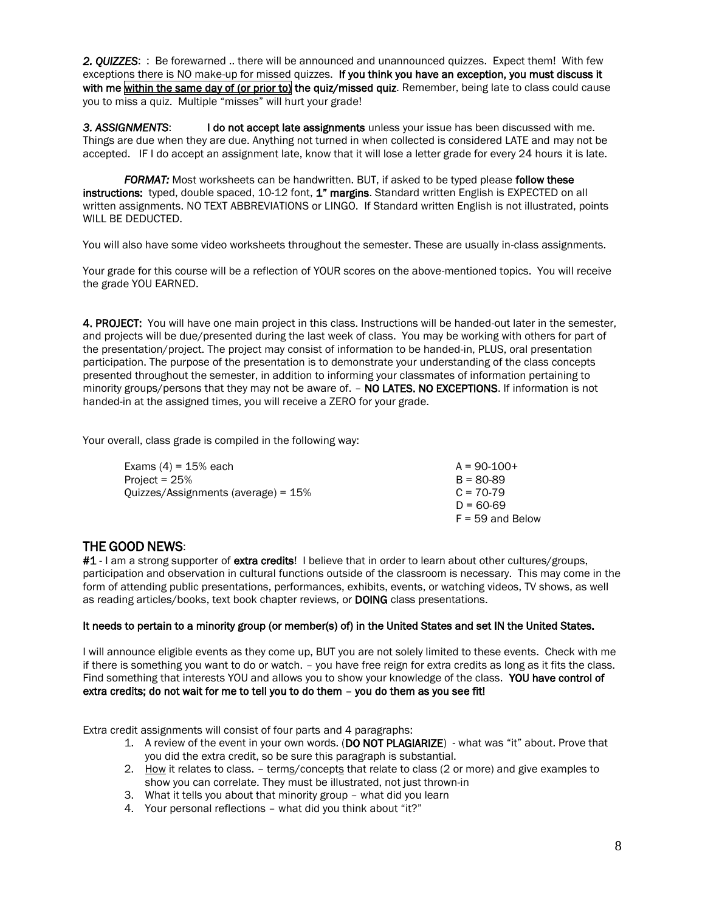***2. QUIZZES***: : Be forewarned .. there will be announced and unannounced quizzes. Expect them! With few exceptions there is NO make-up for missed quizzes. **If you think you have an exception, you must discuss it with me within the same day of (or prior to) the quiz/missed quiz**. Remember, being late to class could cause you to miss a quiz. Multiple "misses" will hurt your grade!

***3. ASSIGNMENTS***: **I do not accept late assignments** unless your issue has been discussed with me. Things are due when they are due. Anything not turned in when collected is considered LATE and may not be accepted. IF I do accept an assignment late, know that it will lose a letter grade for every 24 hours it is late.

***FORMAT:*** Most worksheets can be handwritten. BUT, if asked to be typed please **follow these instructions:** typed, double spaced, 10-12 font, **1" margins**. Standard written English is EXPECTED on all written assignments. NO TEXT ABBREVIATIONS or LINGO. If Standard written English is not illustrated, points WILL BE DEDUCTED.

You will also have some video worksheets throughout the semester. These are usually in-class assignments.

Your grade for this course will be a reflection of YOUR scores on the above-mentioned topics. You will receive the grade YOU EARNED.

**4. PROJECT:** You will have one main project in this class. Instructions will be handed-out later in the semester, and projects will be due/presented during the last week of class. You may be working with others for part of the presentation/project. The project may consist of information to be handed-in, PLUS, oral presentation participation. The purpose of the presentation is to demonstrate your understanding of the class concepts presented throughout the semester, in addition to informing your classmates of information pertaining to minority groups/persons that they may not be aware of. – **NO LATES. NO EXCEPTIONS**. If information is not handed-in at the assigned times, you will receive a ZERO for your grade.

Your overall, class grade is compiled in the following way:

| | |
|---|---|
| Exams (4) = 15% each | A = 90-100+ |
| Project = 25% | B = 80-89 |
| Quizzes/Assignments (average) = 15% | C = 70-79 |
| | D = 60-69 |
| | F = 59 and Below |

## THE GOOD NEWS:

**#1** - I am a strong supporter of **extra credits**! I believe that in order to learn about other cultures/groups, participation and observation in cultural functions outside of the classroom is necessary. This may come in the form of attending public presentations, performances, exhibits, events, or watching videos, TV shows, as well as reading articles/books, text book chapter reviews, or **DOING** class presentations.

**It needs to pertain to a minority group (or member(s) of) in the United States and set IN the United States.**

I will announce eligible events as they come up, BUT you are not solely limited to these events. Check with me if there is something you want to do or watch. – you have free reign for extra credits as long as it fits the class. Find something that interests YOU and allows you to show your knowledge of the class. **YOU have control of extra credits; do not wait for me to tell you to do them – you do them as you see fit!**

Extra credit assignments will consist of four parts and 4 paragraphs:

1. A review of the event in your own words. (**DO NOT PLAGIARIZE**) - what was "it" about. Prove that you did the extra credit, so be sure this paragraph is substantial.
2. How it relates to class. – terms/concepts that relate to class (2 or more) and give examples to show you can correlate. They must be illustrated, not just thrown-in
3. What it tells you about that minority group – what did you learn
4. Your personal reflections – what did you think about "it?"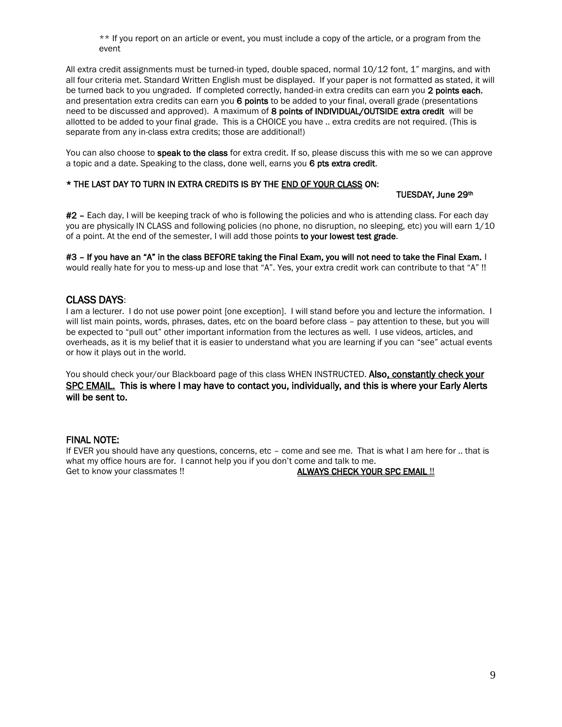** If you report on an article or event, you must include a copy of the article, or a program from the event

All extra credit assignments must be turned-in typed, double spaced, normal 10/12 font, 1" margins, and with all four criteria met. Standard Written English must be displayed. If your paper is not formatted as stated, it will be turned back to you ungraded. If completed correctly, handed-in extra credits can earn you **2 points each**, and presentation extra credits can earn you **6 points** to be added to your final, overall grade (presentations need to be discussed and approved). A maximum of **8 points of INDIVIDUAL/OUTSIDE extra credit** will be allotted to be added to your final grade. This is a CHOICE you have .. extra credits are not required. (This is separate from any in-class extra credits; those are additional!)

You can also choose to **speak to the class** for extra credit. If so, please discuss this with me so we can approve a topic and a date. Speaking to the class, done well, earns you **6 pts extra credit**.

**\* THE LAST DAY TO TURN IN EXTRA CREDITS IS BY THE <u>END OF YOUR CLASS</u> ON:**

**TUESDAY, June 29th**

**#2 –** Each day, I will be keeping track of who is following the policies and who is attending class. For each day you are physically IN CLASS and following policies (no phone, no disruption, no sleeping, etc) you will earn 1/10 of a point. At the end of the semester, I will add those points **to your lowest test grade**.

**#3 – If you have an "A" in the class BEFORE taking the Final Exam, you will not need to take the Final Exam.** I would really hate for you to mess-up and lose that "A". Yes, your extra credit work can contribute to that "A" !!

## CLASS DAYS:

I am a lecturer. I do not use power point [one exception]. I will stand before you and lecture the information. I will list main points, words, phrases, dates, etc on the board before class – pay attention to these, but you will be expected to "pull out" other important information from the lectures as well. I use videos, articles, and overheads, as it is my belief that it is easier to understand what you are learning if you can "see" actual events or how it plays out in the world.

You should check your/our Blackboard page of this class WHEN INSTRUCTED. **Also, <u>constantly check your SPC EMAIL.</u> This is where I may have to contact you, individually, and this is where your Early Alerts will be sent to.**

## FINAL NOTE:

If EVER you should have any questions, concerns, etc – come and see me. That is what I am here for .. that is what my office hours are for. I cannot help you if you don't come and talk to me.
Get to know your classmates !! **<u>ALWAYS CHECK YOUR SPC EMAIL !!</u>**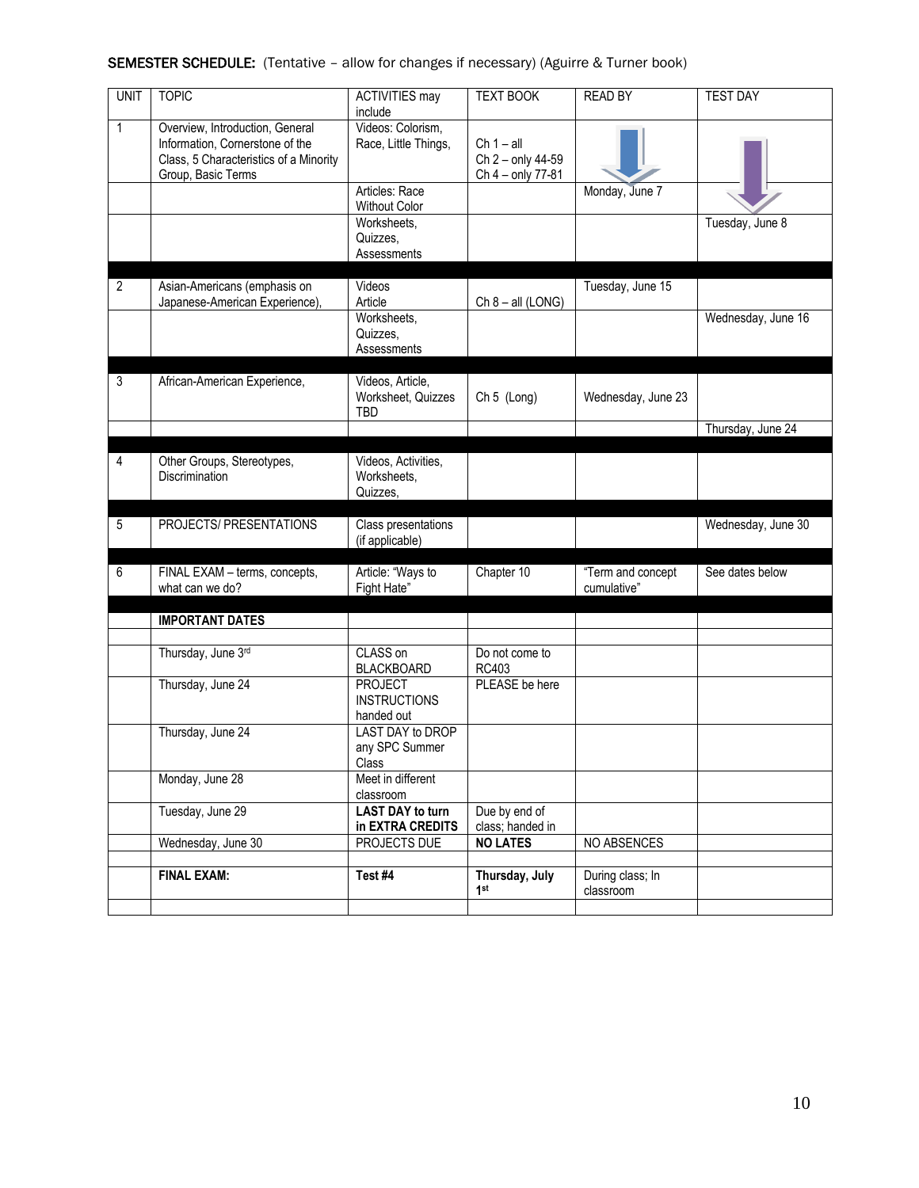**SEMESTER SCHEDULE:** (Tentative – allow for changes if necessary) (Aguirre & Turner book)

| UNIT | TOPIC | ACTIVITIES may include | TEXT BOOK | READ BY | TEST DAY |
|---|---|---|---|---|---|
| 1 | Overview, Introduction, General Information, Cornerstone of the Class, 5 Characteristics of a Minority Group, Basic Terms | Videos: Colorism, Race, Little Things, | Ch 1 – all<br>Ch 2 – only 44-59<br>Ch 4 – only 77-81 | | |
| | | Articles: Race Without Color | | Monday, June 7 | |
| | | Worksheets, Quizzes, Assessments | | | Tuesday, June 8 |
| | | | | | |
| 2 | Asian-Americans (emphasis on Japanese-American Experience), | Videos<br>Article | Ch 8 – all (LONG) | Tuesday, June 15 | |
| | | Worksheets, Quizzes, Assessments | | | Wednesday, June 16 |
| | | | | | |
| 3 | African-American Experience, | Videos, Article, Worksheet, Quizzes TBD | Ch 5 (Long) | Wednesday, June 23 | |
| | | | | | Thursday, June 24 |
| | | | | | |
| 4 | Other Groups, Stereotypes, Discrimination | Videos, Activities, Worksheets, Quizzes, | | | |
| | | | | | |
| 5 | PROJECTS/ PRESENTATIONS | Class presentations (if applicable) | | | Wednesday, June 30 |
| | | | | | |
| 6 | FINAL EXAM – terms, concepts, what can we do? | Article: "Ways to Fight Hate" | Chapter 10 | "Term and concept cumulative" | See dates below |
| | | | | | |
| | **IMPORTANT DATES** | | | | |
| | | | | | |
| | Thursday, June 3rd | CLASS on BLACKBOARD | Do not come to RC403 | | |
| | Thursday, June 24 | PROJECT INSTRUCTIONS handed out | PLEASE be here | | |
| | Thursday, June 24 | LAST DAY to DROP any SPC Summer Class | | | |
| | Monday, June 28 | Meet in different classroom | | | |
| | Tuesday, June 29 | **LAST DAY to turn in EXTRA CREDITS** | Due by end of class; handed in | | |
| | Wednesday, June 30 | PROJECTS DUE | **NO LATES** | NO ABSENCES | |
| | | | | | |
| | **FINAL EXAM:** | **Test #4** | **Thursday, July 1st** | During class; In classroom | |
| | | | | | |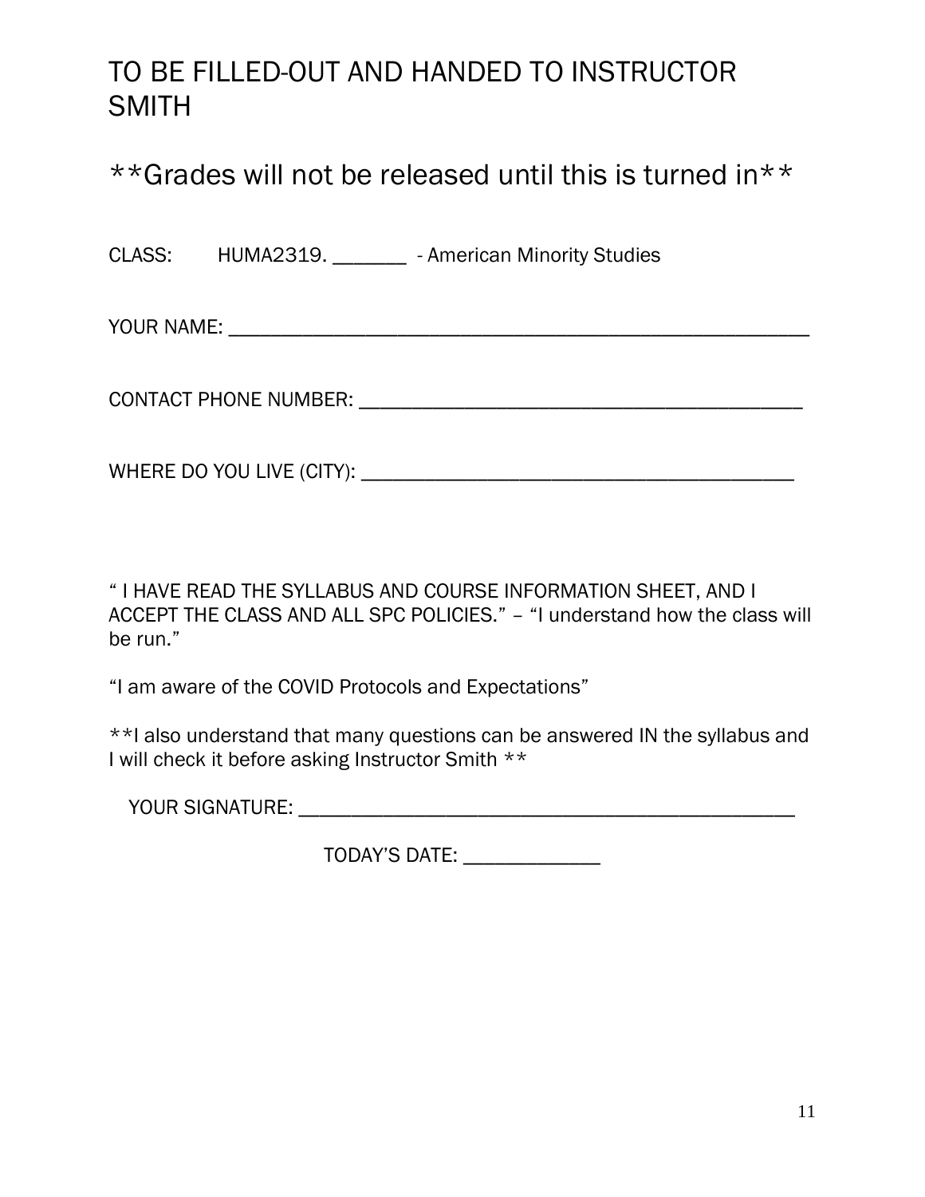# TO BE FILLED-OUT AND HANDED TO INSTRUCTOR SMITH

## **Grades will not be released until this is turned in**

CLASS: HUMA2319. _______ - American Minority Studies

YOUR NAME: ____________________________________________________________

CONTACT PHONE NUMBER: ____________________________________________

WHERE DO YOU LIVE (CITY): ___________________________________________

" I HAVE READ THE SYLLABUS AND COURSE INFORMATION SHEET, AND I ACCEPT THE CLASS AND ALL SPC POLICIES." – "I understand how the class will be run."

"I am aware of the COVID Protocols and Expectations"

**I also understand that many questions can be answered IN the syllabus and I will check it before asking Instructor Smith **

YOUR SIGNATURE: _______________________________________________

TODAY'S DATE: _____________